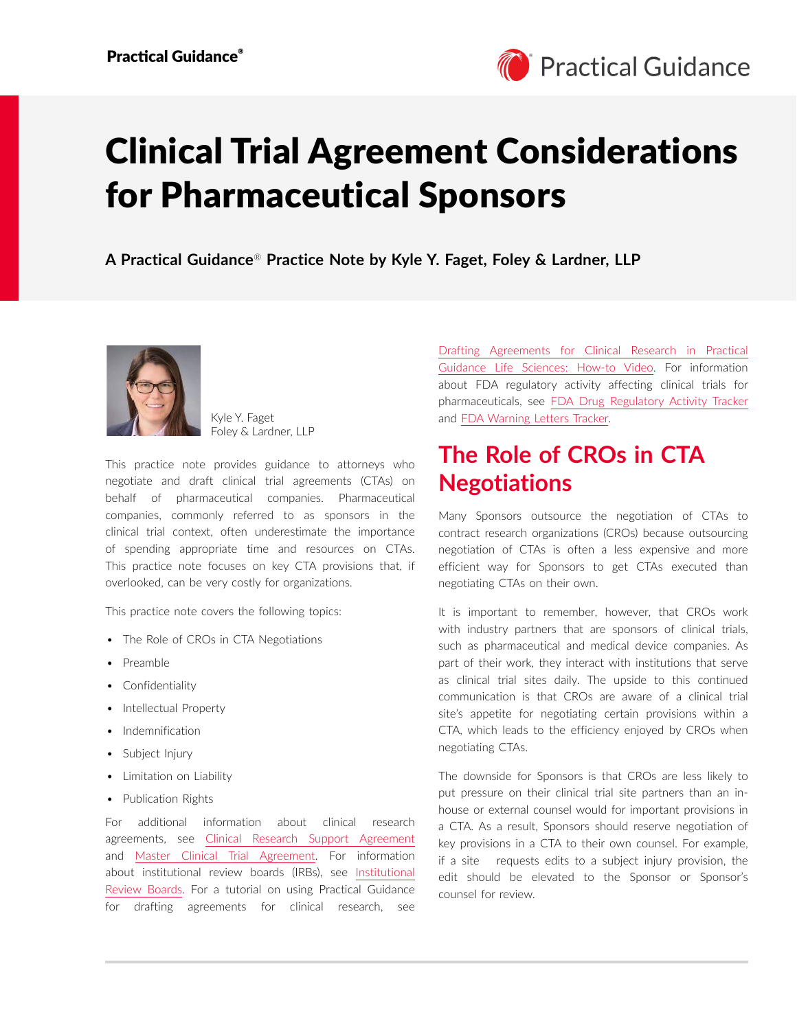# Clinical Trial Agreement Considerations for Pharmaceutical Sponsors

**A Practical Guidance® Practice Note by Kyle Y. Faget, Foley & Lardner, LLP**

Kyle Y. Faget
Foley & Lardner, LLP

This practice note provides guidance to attorneys who negotiate and draft clinical trial agreements (CTAs) on behalf of pharmaceutical companies. Pharmaceutical companies, commonly referred to as sponsors in the clinical trial context, often underestimate the importance of spending appropriate time and resources on CTAs. This practice note focuses on key CTA provisions that, if overlooked, can be very costly for organizations.

This practice note covers the following topics:

- The Role of CROs in CTA Negotiations
- Preamble
- Confidentiality
- Intellectual Property
- Indemnification
- Subject Injury
- Limitation on Liability
- Publication Rights

For additional information about clinical research agreements, see Clinical Research Support Agreement and Master Clinical Trial Agreement. For information about institutional review boards (IRBs), see Institutional Review Boards. For a tutorial on using Practical Guidance for drafting agreements for clinical research, see Drafting Agreements for Clinical Research in Practical Guidance Life Sciences: How-to Video. For information about FDA regulatory activity affecting clinical trials for pharmaceuticals, see FDA Drug Regulatory Activity Tracker and FDA Warning Letters Tracker.

## The Role of CROs in CTA Negotiations

Many Sponsors outsource the negotiation of CTAs to contract research organizations (CROs) because outsourcing negotiation of CTAs is often a less expensive and more efficient way for Sponsors to get CTAs executed than negotiating CTAs on their own.

It is important to remember, however, that CROs work with industry partners that are sponsors of clinical trials, such as pharmaceutical and medical device companies. As part of their work, they interact with institutions that serve as clinical trial sites daily. The upside to this continued communication is that CROs are aware of a clinical trial site's appetite for negotiating certain provisions within a CTA, which leads to the efficiency enjoyed by CROs when negotiating CTAs.

The downside for Sponsors is that CROs are less likely to put pressure on their clinical trial site partners than an in-house or external counsel would for important provisions in a CTA. As a result, Sponsors should reserve negotiation of key provisions in a CTA to their own counsel. For example, if a site requests edits to a subject injury provision, the edit should be elevated to the Sponsor or Sponsor's counsel for review.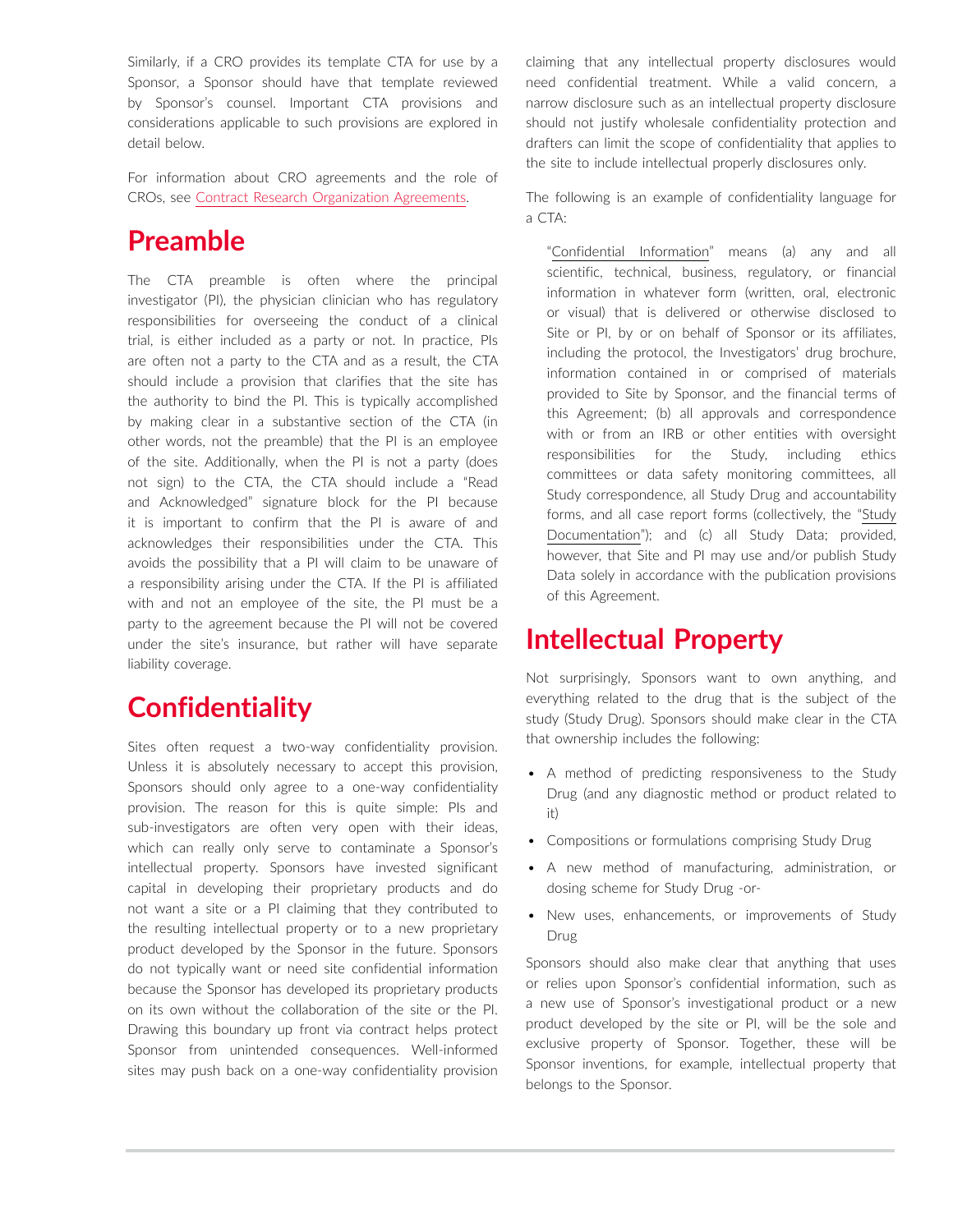Similarly, if a CRO provides its template CTA for use by a Sponsor, a Sponsor should have that template reviewed by Sponsor's counsel. Important CTA provisions and considerations applicable to such provisions are explored in detail below.

For information about CRO agreements and the role of CROs, see Contract Research Organization Agreements.

## Preamble

The CTA preamble is often where the principal investigator (PI), the physician clinician who has regulatory responsibilities for overseeing the conduct of a clinical trial, is either included as a party or not. In practice, PIs are often not a party to the CTA and as a result, the CTA should include a provision that clarifies that the site has the authority to bind the PI. This is typically accomplished by making clear in a substantive section of the CTA (in other words, not the preamble) that the PI is an employee of the site. Additionally, when the PI is not a party (does not sign) to the CTA, the CTA should include a "Read and Acknowledged" signature block for the PI because it is important to confirm that the PI is aware of and acknowledges their responsibilities under the CTA. This avoids the possibility that a PI will claim to be unaware of a responsibility arising under the CTA. If the PI is affiliated with and not an employee of the site, the PI must be a party to the agreement because the PI will not be covered under the site's insurance, but rather will have separate liability coverage.

## Confidentiality

Sites often request a two-way confidentiality provision. Unless it is absolutely necessary to accept this provision, Sponsors should only agree to a one-way confidentiality provision. The reason for this is quite simple: PIs and sub-investigators are often very open with their ideas, which can really only serve to contaminate a Sponsor's intellectual property. Sponsors have invested significant capital in developing their proprietary products and do not want a site or a PI claiming that they contributed to the resulting intellectual property or to a new proprietary product developed by the Sponsor in the future. Sponsors do not typically want or need site confidential information because the Sponsor has developed its proprietary products on its own without the collaboration of the site or the PI. Drawing this boundary up front via contract helps protect Sponsor from unintended consequences. Well-informed sites may push back on a one-way confidentiality provision claiming that any intellectual property disclosures would need confidential treatment. While a valid concern, a narrow disclosure such as an intellectual property disclosure should not justify wholesale confidentiality protection and drafters can limit the scope of confidentiality that applies to the site to include intellectual properly disclosures only.

The following is an example of confidentiality language for a CTA:

> "Confidential Information" means (a) any and all scientific, technical, business, regulatory, or financial information in whatever form (written, oral, electronic or visual) that is delivered or otherwise disclosed to Site or PI, by or on behalf of Sponsor or its affiliates, including the protocol, the Investigators' drug brochure, information contained in or comprised of materials provided to Site by Sponsor, and the financial terms of this Agreement; (b) all approvals and correspondence with or from an IRB or other entities with oversight responsibilities for the Study, including ethics committees or data safety monitoring committees, all Study correspondence, all Study Drug and accountability forms, and all case report forms (collectively, the "Study Documentation"); and (c) all Study Data; provided, however, that Site and PI may use and/or publish Study Data solely in accordance with the publication provisions of this Agreement.

## Intellectual Property

Not surprisingly, Sponsors want to own anything, and everything related to the drug that is the subject of the study (Study Drug). Sponsors should make clear in the CTA that ownership includes the following:

- A method of predicting responsiveness to the Study Drug (and any diagnostic method or product related to it)
- Compositions or formulations comprising Study Drug
- A new method of manufacturing, administration, or dosing scheme for Study Drug -or-
- New uses, enhancements, or improvements of Study Drug

Sponsors should also make clear that anything that uses or relies upon Sponsor's confidential information, such as a new use of Sponsor's investigational product or a new product developed by the site or PI, will be the sole and exclusive property of Sponsor. Together, these will be Sponsor inventions, for example, intellectual property that belongs to the Sponsor.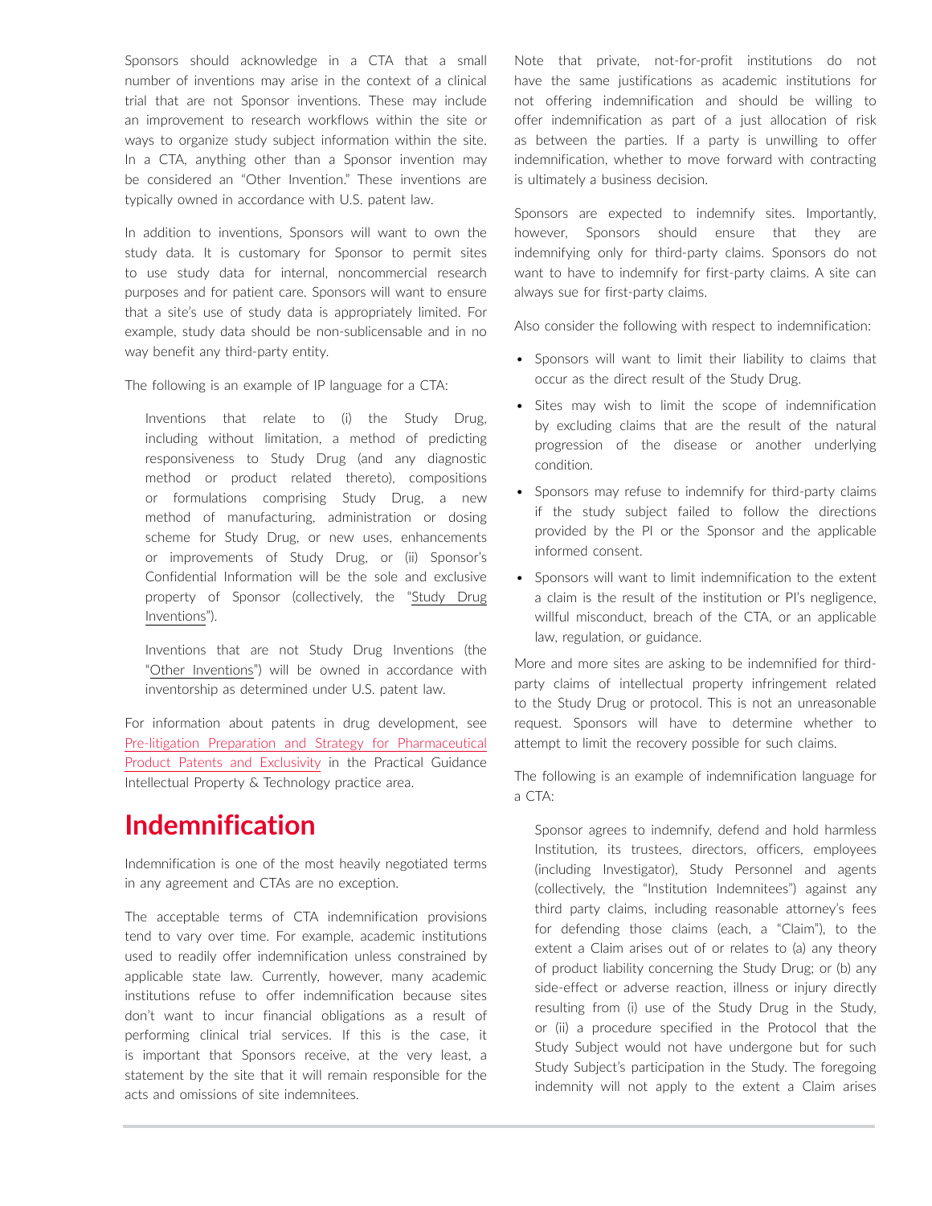Sponsors should acknowledge in a CTA that a small number of inventions may arise in the context of a clinical trial that are not Sponsor inventions. These may include an improvement to research workflows within the site or ways to organize study subject information within the site. In a CTA, anything other than a Sponsor invention may be considered an "Other Invention." These inventions are typically owned in accordance with U.S. patent law.

In addition to inventions, Sponsors will want to own the study data. It is customary for Sponsor to permit sites to use study data for internal, noncommercial research purposes and for patient care. Sponsors will want to ensure that a site's use of study data is appropriately limited. For example, study data should be non-sublicensable and in no way benefit any third-party entity.

The following is an example of IP language for a CTA:

> Inventions that relate to (i) the Study Drug, including without limitation, a method of predicting responsiveness to Study Drug (and any diagnostic method or product related thereto), compositions or formulations comprising Study Drug, a new method of manufacturing, administration or dosing scheme for Study Drug, or new uses, enhancements or improvements of Study Drug, or (ii) Sponsor's Confidential Information will be the sole and exclusive property of Sponsor (collectively, the "Study Drug Inventions").
>
> Inventions that are not Study Drug Inventions (the "Other Inventions") will be owned in accordance with inventorship as determined under U.S. patent law.

For information about patents in drug development, see Pre-litigation Preparation and Strategy for Pharmaceutical Product Patents and Exclusivity in the Practical Guidance Intellectual Property & Technology practice area.

## Indemnification

Indemnification is one of the most heavily negotiated terms in any agreement and CTAs are no exception.

The acceptable terms of CTA indemnification provisions tend to vary over time. For example, academic institutions used to readily offer indemnification unless constrained by applicable state law. Currently, however, many academic institutions refuse to offer indemnification because sites don't want to incur financial obligations as a result of performing clinical trial services. If this is the case, it is important that Sponsors receive, at the very least, a statement by the site that it will remain responsible for the acts and omissions of site indemnitees.

Note that private, not-for-profit institutions do not have the same justifications as academic institutions for not offering indemnification and should be willing to offer indemnification as part of a just allocation of risk as between the parties. If a party is unwilling to offer indemnification, whether to move forward with contracting is ultimately a business decision.

Sponsors are expected to indemnify sites. Importantly, however, Sponsors should ensure that they are indemnifying only for third-party claims. Sponsors do not want to have to indemnify for first-party claims. A site can always sue for first-party claims.

Also consider the following with respect to indemnification:

- Sponsors will want to limit their liability to claims that occur as the direct result of the Study Drug.
- Sites may wish to limit the scope of indemnification by excluding claims that are the result of the natural progression of the disease or another underlying condition.
- Sponsors may refuse to indemnify for third-party claims if the study subject failed to follow the directions provided by the PI or the Sponsor and the applicable informed consent.
- Sponsors will want to limit indemnification to the extent a claim is the result of the institution or PI's negligence, willful misconduct, breach of the CTA, or an applicable law, regulation, or guidance.

More and more sites are asking to be indemnified for third-party claims of intellectual property infringement related to the Study Drug or protocol. This is not an unreasonable request. Sponsors will have to determine whether to attempt to limit the recovery possible for such claims.

The following is an example of indemnification language for a CTA:

> Sponsor agrees to indemnify, defend and hold harmless Institution, its trustees, directors, officers, employees (including Investigator), Study Personnel and agents (collectively, the "Institution Indemnitees") against any third party claims, including reasonable attorney's fees for defending those claims (each, a "Claim"), to the extent a Claim arises out of or relates to (a) any theory of product liability concerning the Study Drug; or (b) any side-effect or adverse reaction, illness or injury directly resulting from (i) use of the Study Drug in the Study, or (ii) a procedure specified in the Protocol that the Study Subject would not have undergone but for such Study Subject's participation in the Study. The foregoing indemnity will not apply to the extent a Claim arises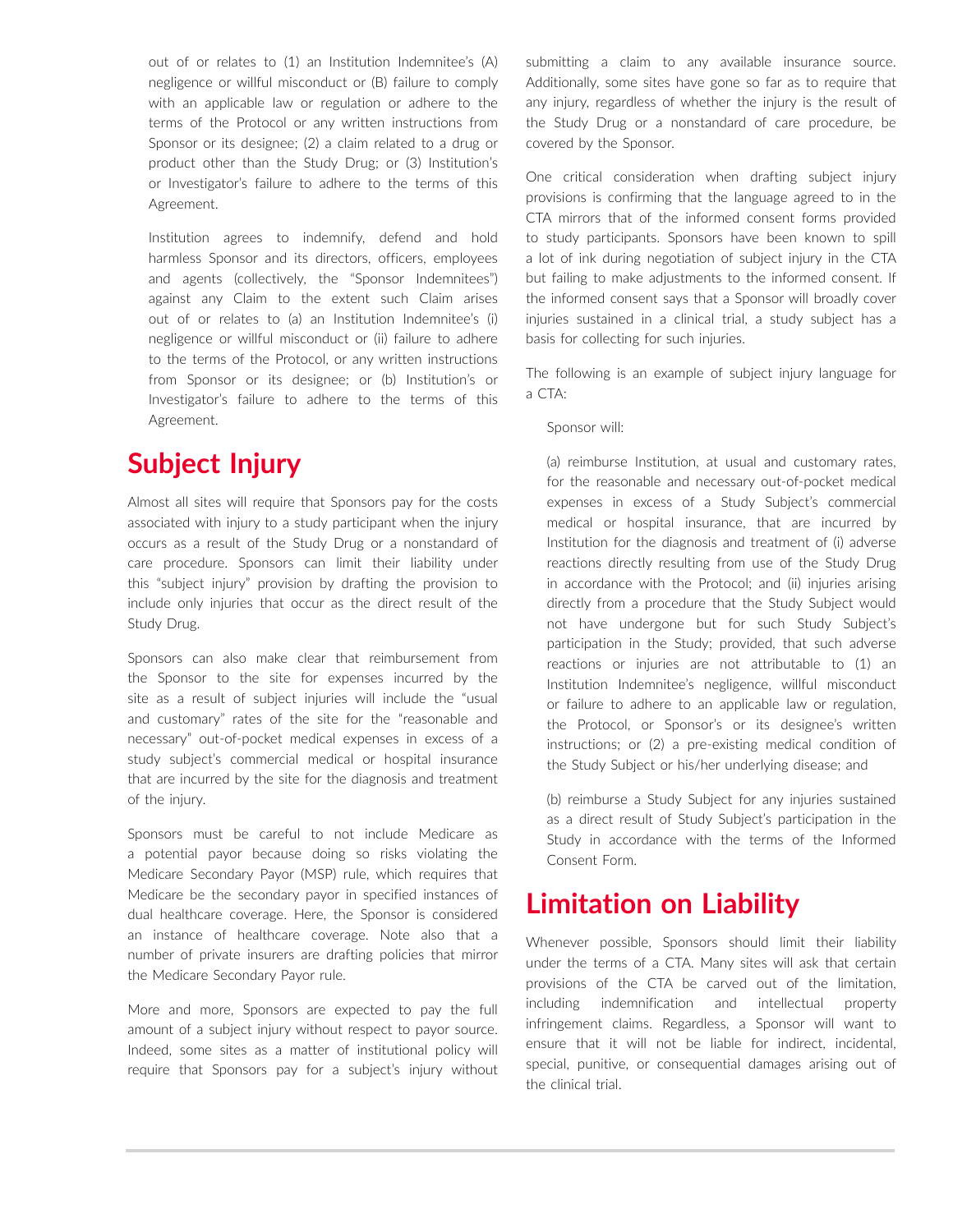out of or relates to (1) an Institution Indemnitee's (A) negligence or willful misconduct or (B) failure to comply with an applicable law or regulation or adhere to the terms of the Protocol or any written instructions from Sponsor or its designee; (2) a claim related to a drug or product other than the Study Drug; or (3) Institution's or Investigator's failure to adhere to the terms of this Agreement.

Institution agrees to indemnify, defend and hold harmless Sponsor and its directors, officers, employees and agents (collectively, the "Sponsor Indemnitees") against any Claim to the extent such Claim arises out of or relates to (a) an Institution Indemnitee's (i) negligence or willful misconduct or (ii) failure to adhere to the terms of the Protocol, or any written instructions from Sponsor or its designee; or (b) Institution's or Investigator's failure to adhere to the terms of this Agreement.

## Subject Injury

Almost all sites will require that Sponsors pay for the costs associated with injury to a study participant when the injury occurs as a result of the Study Drug or a nonstandard of care procedure. Sponsors can limit their liability under this "subject injury" provision by drafting the provision to include only injuries that occur as the direct result of the Study Drug.

Sponsors can also make clear that reimbursement from the Sponsor to the site for expenses incurred by the site as a result of subject injuries will include the "usual and customary" rates of the site for the "reasonable and necessary" out-of-pocket medical expenses in excess of a study subject's commercial medical or hospital insurance that are incurred by the site for the diagnosis and treatment of the injury.

Sponsors must be careful to not include Medicare as a potential payor because doing so risks violating the Medicare Secondary Payor (MSP) rule, which requires that Medicare be the secondary payor in specified instances of dual healthcare coverage. Here, the Sponsor is considered an instance of healthcare coverage. Note also that a number of private insurers are drafting policies that mirror the Medicare Secondary Payor rule.

More and more, Sponsors are expected to pay the full amount of a subject injury without respect to payor source. Indeed, some sites as a matter of institutional policy will require that Sponsors pay for a subject's injury without submitting a claim to any available insurance source. Additionally, some sites have gone so far as to require that any injury, regardless of whether the injury is the result of the Study Drug or a nonstandard of care procedure, be covered by the Sponsor.

One critical consideration when drafting subject injury provisions is confirming that the language agreed to in the CTA mirrors that of the informed consent forms provided to study participants. Sponsors have been known to spill a lot of ink during negotiation of subject injury in the CTA but failing to make adjustments to the informed consent. If the informed consent says that a Sponsor will broadly cover injuries sustained in a clinical trial, a study subject has a basis for collecting for such injuries.

The following is an example of subject injury language for a CTA:

Sponsor will:

(a) reimburse Institution, at usual and customary rates, for the reasonable and necessary out-of-pocket medical expenses in excess of a Study Subject's commercial medical or hospital insurance, that are incurred by Institution for the diagnosis and treatment of (i) adverse reactions directly resulting from use of the Study Drug in accordance with the Protocol; and (ii) injuries arising directly from a procedure that the Study Subject would not have undergone but for such Study Subject's participation in the Study; provided, that such adverse reactions or injuries are not attributable to (1) an Institution Indemnitee's negligence, willful misconduct or failure to adhere to an applicable law or regulation, the Protocol, or Sponsor's or its designee's written instructions; or (2) a pre-existing medical condition of the Study Subject or his/her underlying disease; and

(b) reimburse a Study Subject for any injuries sustained as a direct result of Study Subject's participation in the Study in accordance with the terms of the Informed Consent Form.

## Limitation on Liability

Whenever possible, Sponsors should limit their liability under the terms of a CTA. Many sites will ask that certain provisions of the CTA be carved out of the limitation, including indemnification and intellectual property infringement claims. Regardless, a Sponsor will want to ensure that it will not be liable for indirect, incidental, special, punitive, or consequential damages arising out of the clinical trial.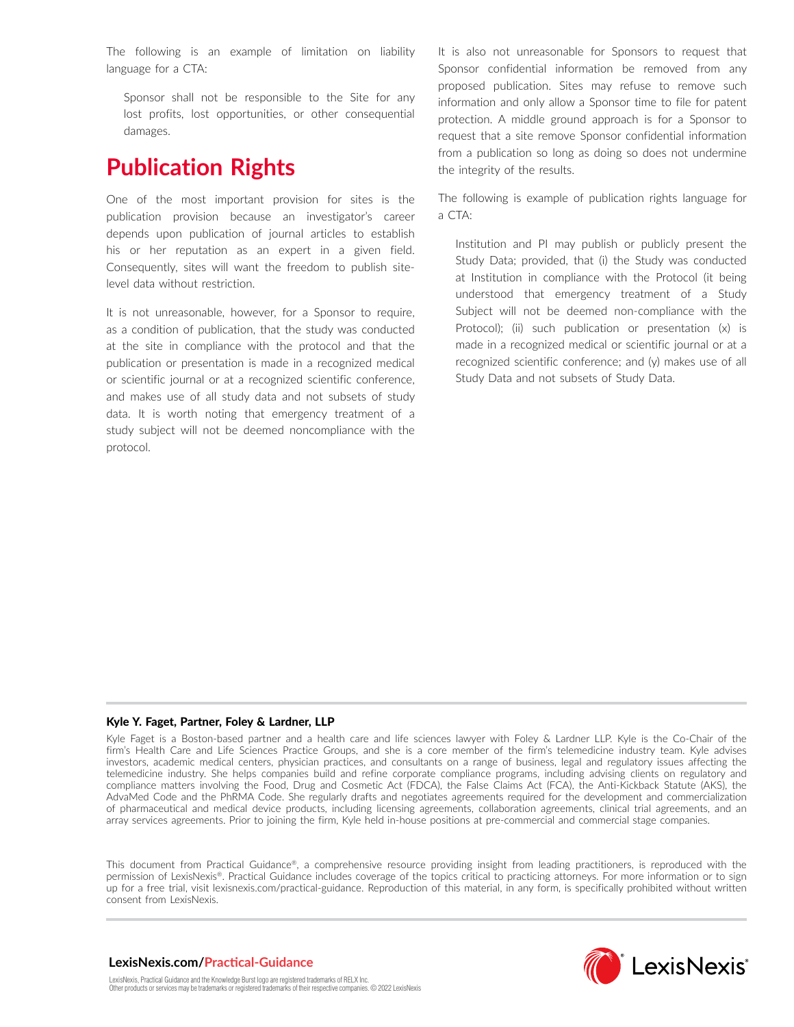The following is an example of limitation on liability language for a CTA:

> Sponsor shall not be responsible to the Site for any lost profits, lost opportunities, or other consequential damages.

## Publication Rights

One of the most important provision for sites is the publication provision because an investigator's career depends upon publication of journal articles to establish his or her reputation as an expert in a given field. Consequently, sites will want the freedom to publish site-level data without restriction.

It is not unreasonable, however, for a Sponsor to require, as a condition of publication, that the study was conducted at the site in compliance with the protocol and that the publication or presentation is made in a recognized medical or scientific journal or at a recognized scientific conference, and makes use of all study data and not subsets of study data. It is worth noting that emergency treatment of a study subject will not be deemed noncompliance with the protocol.

It is also not unreasonable for Sponsors to request that Sponsor confidential information be removed from any proposed publication. Sites may refuse to remove such information and only allow a Sponsor time to file for patent protection. A middle ground approach is for a Sponsor to request that a site remove Sponsor confidential information from a publication so long as doing so does not undermine the integrity of the results.

The following is example of publication rights language for a CTA:

> Institution and PI may publish or publicly present the Study Data; provided, that (i) the Study was conducted at Institution in compliance with the Protocol (it being understood that emergency treatment of a Study Subject will not be deemed non-compliance with the Protocol); (ii) such publication or presentation (x) is made in a recognized medical or scientific journal or at a recognized scientific conference; and (y) makes use of all Study Data and not subsets of Study Data.

---

**Kyle Y. Faget, Partner, Foley & Lardner, LLP**

Kyle Faget is a Boston-based partner and a health care and life sciences lawyer with Foley & Lardner LLP. Kyle is the Co-Chair of the firm's Health Care and Life Sciences Practice Groups, and she is a core member of the firm's telemedicine industry team. Kyle advises investors, academic medical centers, physician practices, and consultants on a range of business, legal and regulatory issues affecting the telemedicine industry. She helps companies build and refine corporate compliance programs, including advising clients on regulatory and compliance matters involving the Food, Drug and Cosmetic Act (FDCA), the False Claims Act (FCA), the Anti-Kickback Statute (AKS), the AdvaMed Code and the PhRMA Code. She regularly drafts and negotiates agreements required for the development and commercialization of pharmaceutical and medical device products, including licensing agreements, collaboration agreements, clinical trial agreements, and an array services agreements. Prior to joining the firm, Kyle held in-house positions at pre-commercial and commercial stage companies.

This document from Practical Guidance®, a comprehensive resource providing insight from leading practitioners, is reproduced with the permission of LexisNexis®. Practical Guidance includes coverage of the topics critical to practicing attorneys. For more information or to sign up for a free trial, visit lexisnexis.com/practical-guidance. Reproduction of this material, in any form, is specifically prohibited without written consent from LexisNexis.

---

**LexisNexis.com/Practical-Guidance**

LexisNexis, Practical Guidance and the Knowledge Burst logo are registered trademarks of RELX Inc.
Other products or services may be trademarks or registered trademarks of their respective companies. © 2022 LexisNexis